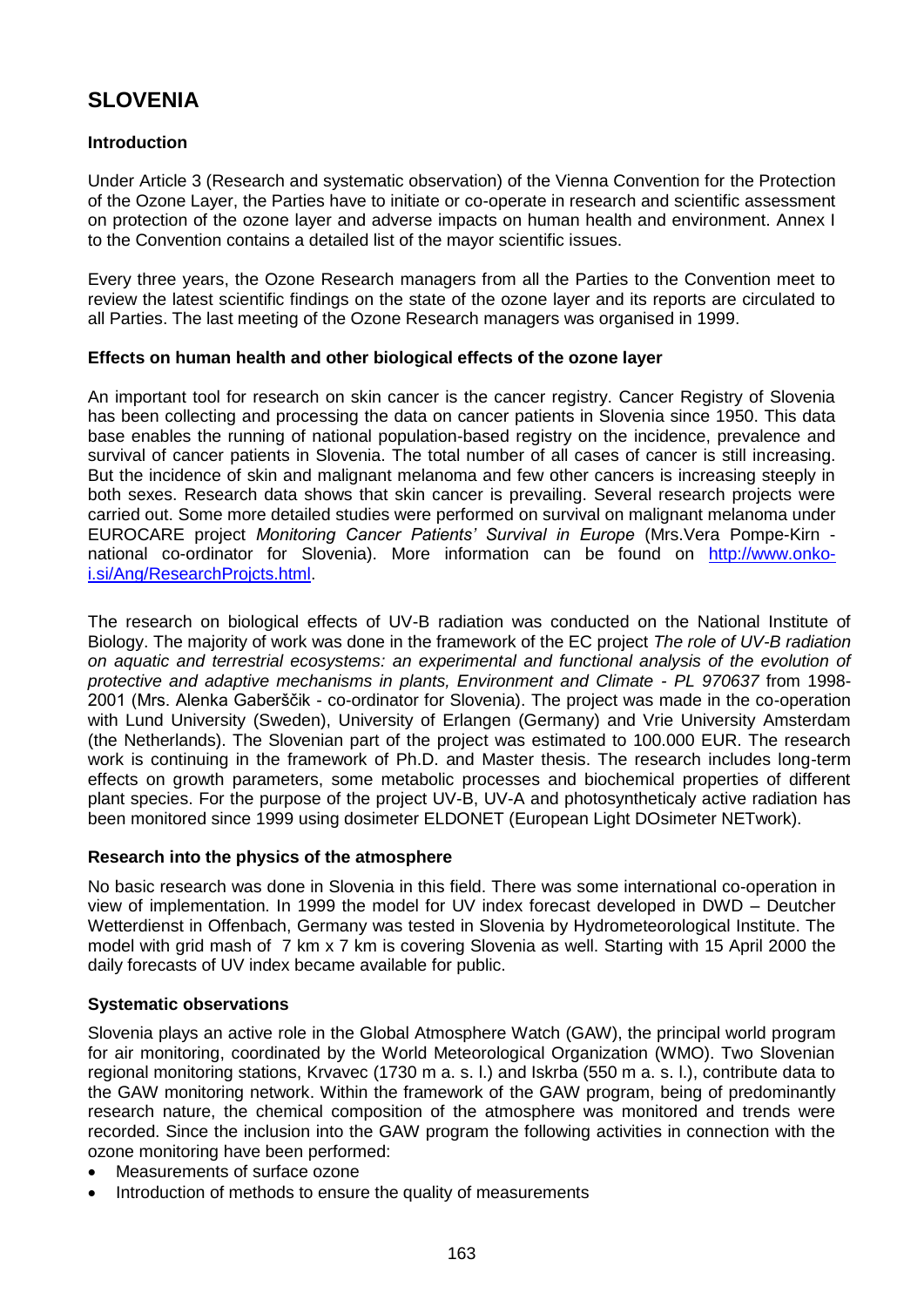# SLOVENIA

## Introduction

Under Article 3 (Research and systematic observation) of the Vienna Convention for the Protection of the Ozone Layer, the Parties have to initiate or co-operate in research and scientific assessment on protection of the ozone layer and adverse impacts on human health and environment. Annex I to the Convention contains a detailed list of the mayor scientific issues.

Every three years, the Ozone Research managers from all the Parties to the Convention meet to review the latest scientific findings on the state of the ozone layer and its reports are circulated to all Parties. The last meeting of the Ozone Research managers was organised in 1999.

## Effects on human health and other biological effects of the ozone layer

An important tool for research on skin cancer is the cancer registry. Cancer Registry of Slovenia has been collecting and processing the data on cancer patients in Slovenia since 1950. This data base enables the running of national population-based registry on the incidence, prevalence and survival of cancer patients in Slovenia. The total number of all cases of cancer is still increasing. But the incidence of skin and malignant melanoma and few other cancers is increasing steeply in both sexes. Research data shows that skin cancer is prevailing. Several research projects were carried out. Some more detailed studies were performed on survival on malignant melanoma under EUROCARE project *Monitoring Cancer Patients' Survival in Europe* (Mrs.Vera Pompe-Kirn - national co-ordinator for Slovenia). More information can be found on http://www.onko-i.si/Ang/ResearchProjcts.html.

The research on biological effects of UV-B radiation was conducted on the National Institute of Biology. The majority of work was done in the framework of the EC project *The role of UV-B radiation on aquatic and terrestrial ecosystems: an experimental and functional analysis of the evolution of protective and adaptive mechanisms in plants, Environment and Climate - PL 970637* from 1998-2001 (Mrs. Alenka Gaberščik - co-ordinator for Slovenia). The project was made in the co-operation with Lund University (Sweden), University of Erlangen (Germany) and Vrie University Amsterdam (the Netherlands). The Slovenian part of the project was estimated to 100.000 EUR. The research work is continuing in the framework of Ph.D. and Master thesis. The research includes long-term effects on growth parameters, some metabolic processes and biochemical properties of different plant species. For the purpose of the project UV-B, UV-A and photosyntheticaly active radiation has been monitored since 1999 using dosimeter ELDONET (European Light DOsimeter NETwork).

## Research into the physics of the atmosphere

No basic research was done in Slovenia in this field. There was some international co-operation in view of implementation. In 1999 the model for UV index forecast developed in DWD – Deutcher Wetterdienst in Offenbach, Germany was tested in Slovenia by Hydrometeorological Institute. The model with grid mash of 7 km x 7 km is covering Slovenia as well. Starting with 15 April 2000 the daily forecasts of UV index became available for public.

## Systematic observations

Slovenia plays an active role in the Global Atmosphere Watch (GAW), the principal world program for air monitoring, coordinated by the World Meteorological Organization (WMO). Two Slovenian regional monitoring stations, Krvavec (1730 m a. s. l.) and Iskrba (550 m a. s. l.), contribute data to the GAW monitoring network. Within the framework of the GAW program, being of predominantly research nature, the chemical composition of the atmosphere was monitored and trends were recorded. Since the inclusion into the GAW program the following activities in connection with the ozone monitoring have been performed:

- Measurements of surface ozone
- Introduction of methods to ensure the quality of measurements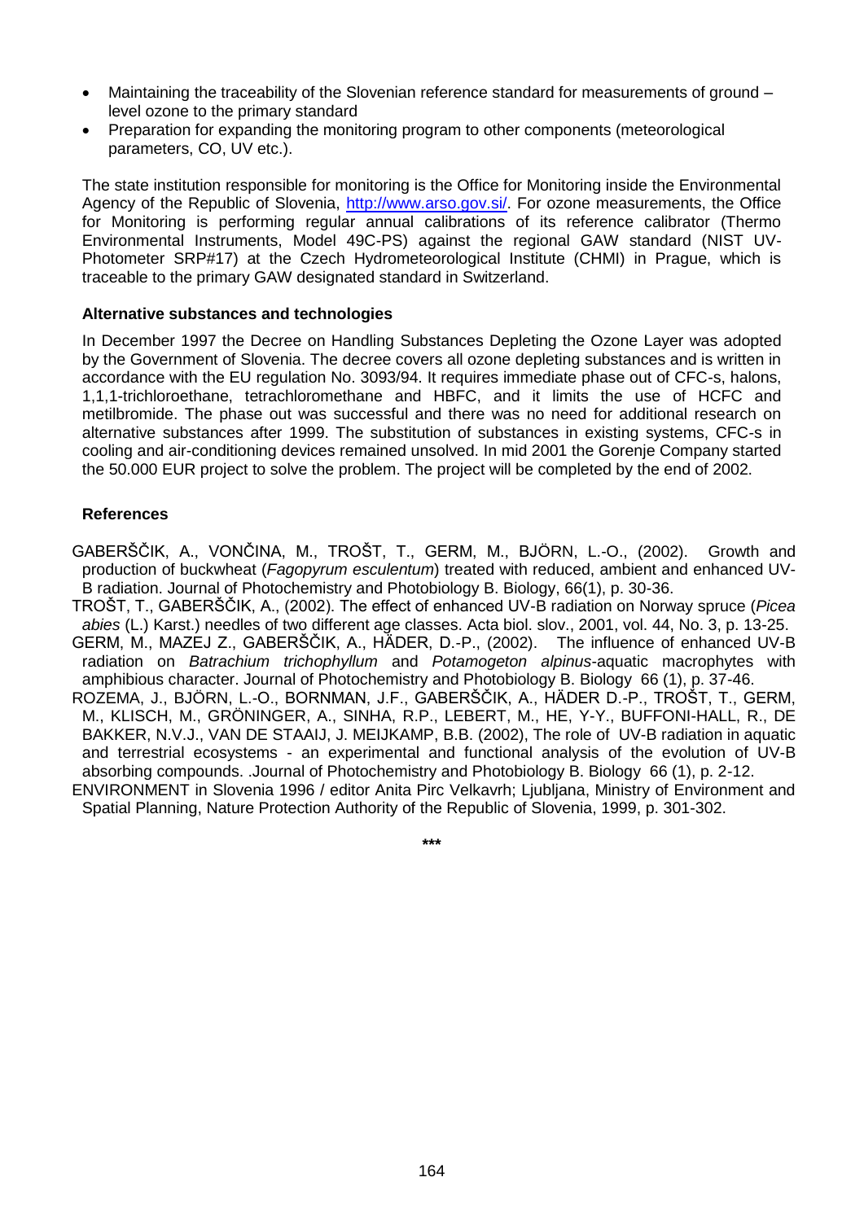- Maintaining the traceability of the Slovenian reference standard for measurements of ground – level ozone to the primary standard
- Preparation for expanding the monitoring program to other components (meteorological parameters, CO, UV etc.).

The state institution responsible for monitoring is the Office for Monitoring inside the Environmental Agency of the Republic of Slovenia, http://www.arso.gov.si/. For ozone measurements, the Office for Monitoring is performing regular annual calibrations of its reference calibrator (Thermo Environmental Instruments, Model 49C-PS) against the regional GAW standard (NIST UV-Photometer SRP#17) at the Czech Hydrometeorological Institute (CHMI) in Prague, which is traceable to the primary GAW designated standard in Switzerland.

**Alternative substances and technologies**

In December 1997 the Decree on Handling Substances Depleting the Ozone Layer was adopted by the Government of Slovenia. The decree covers all ozone depleting substances and is written in accordance with the EU regulation No. 3093/94. It requires immediate phase out of CFC-s, halons, 1,1,1-trichloroethane, tetrachloromethane and HBFC, and it limits the use of HCFC and metilbromide. The phase out was successful and there was no need for additional research on alternative substances after 1999. The substitution of substances in existing systems, CFC-s in cooling and air-conditioning devices remained unsolved. In mid 2001 the Gorenje Company started the 50.000 EUR project to solve the problem. The project will be completed by the end of 2002.

**References**

GABERŠČIK, A., VONČINA, M., TROŠT, T., GERM, M., BJÖRN, L.-O., (2002). Growth and production of buckwheat (*Fagopyrum esculentum*) treated with reduced, ambient and enhanced UV-B radiation. Journal of Photochemistry and Photobiology B. Biology, 66(1), p. 30-36.

TROŠT, T., GABERŠČIK, A., (2002). The effect of enhanced UV-B radiation on Norway spruce (*Picea abies* (L.) Karst.) needles of two different age classes. Acta biol. slov., 2001, vol. 44, No. 3, p. 13-25.

GERM, M., MAZEJ Z., GABERŠČIK, A., HÄDER, D.-P., (2002). The influence of enhanced UV-B radiation on *Batrachium trichophyllum* and *Potamogeton alpinus*-aquatic macrophytes with amphibious character. Journal of Photochemistry and Photobiology B. Biology 66 (1), p. 37-46.

ROZEMA, J., BJÖRN, L.-O., BORNMAN, J.F., GABERŠČIK, A., HÄDER D.-P., TROŠT, T., GERM, M., KLISCH, M., GRÖNINGER, A., SINHA, R.P., LEBERT, M., HE, Y-Y., BUFFONI-HALL, R., DE BAKKER, N.V.J., VAN DE STAAIJ, J. MEIJKAMP, B.B. (2002), The role of UV-B radiation in aquatic and terrestrial ecosystems - an experimental and functional analysis of the evolution of UV-B absorbing compounds. .Journal of Photochemistry and Photobiology B. Biology 66 (1), p. 2-12.

ENVIRONMENT in Slovenia 1996 / editor Anita Pirc Velkavrh; Ljubljana, Ministry of Environment and Spatial Planning, Nature Protection Authority of the Republic of Slovenia, 1999, p. 301-302.

***